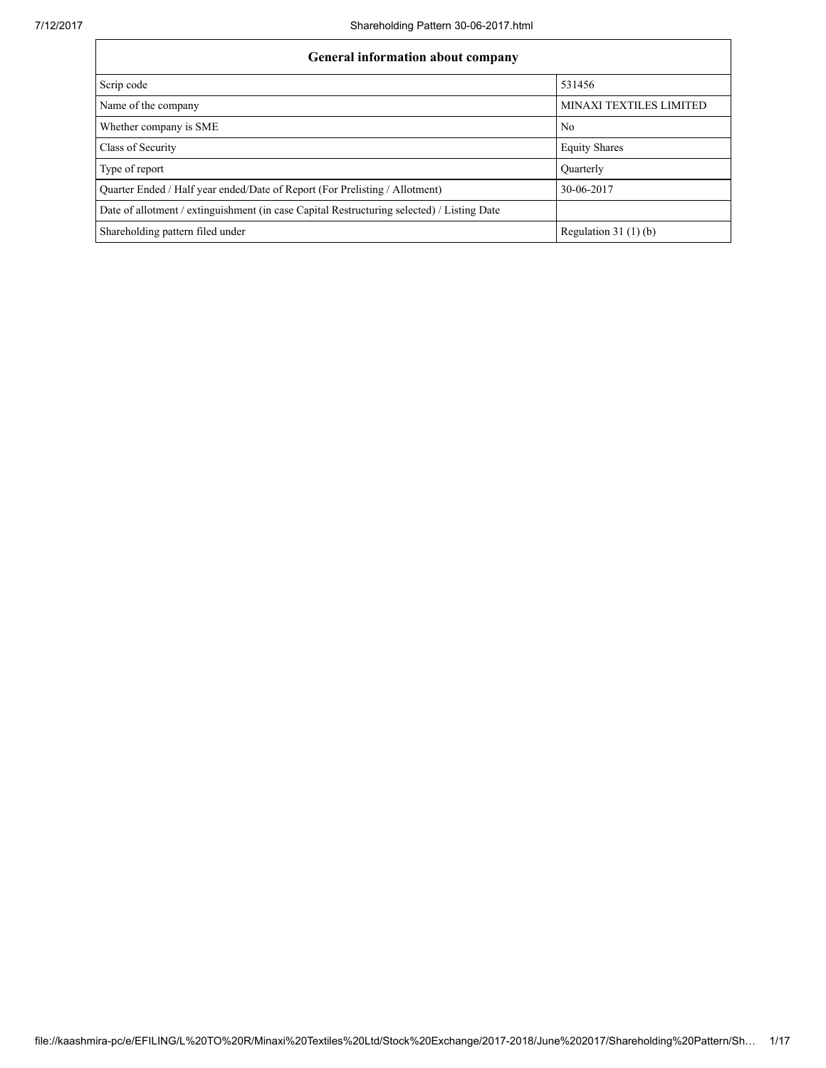| General information about company | |
|---|---|
| Scrip code | 531456 |
| Name of the company | MINAXI TEXTILES LIMITED |
| Whether company is SME | No |
| Class of Security | Equity Shares |
| Type of report | Quarterly |
| Quarter Ended / Half year ended/Date of Report (For Prelisting / Allotment) | 30-06-2017 |
| Date of allotment / extinguishment (in case Capital Restructuring selected) / Listing Date | |
| Shareholding pattern filed under | Regulation 31 (1) (b) |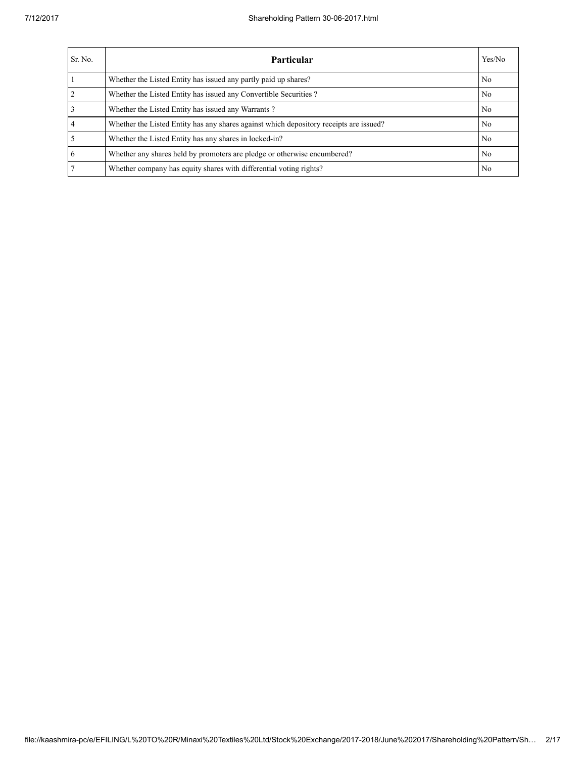| Sr. No. | Particular | Yes/No |
| --- | --- | --- |
| 1 | Whether the Listed Entity has issued any partly paid up shares? | No |
| 2 | Whether the Listed Entity has issued any Convertible Securities ? | No |
| 3 | Whether the Listed Entity has issued any Warrants ? | No |
| 4 | Whether the Listed Entity has any shares against which depository receipts are issued? | No |
| 5 | Whether the Listed Entity has any shares in locked-in? | No |
| 6 | Whether any shares held by promoters are pledge or otherwise encumbered? | No |
| 7 | Whether company has equity shares with differential voting rights? | No |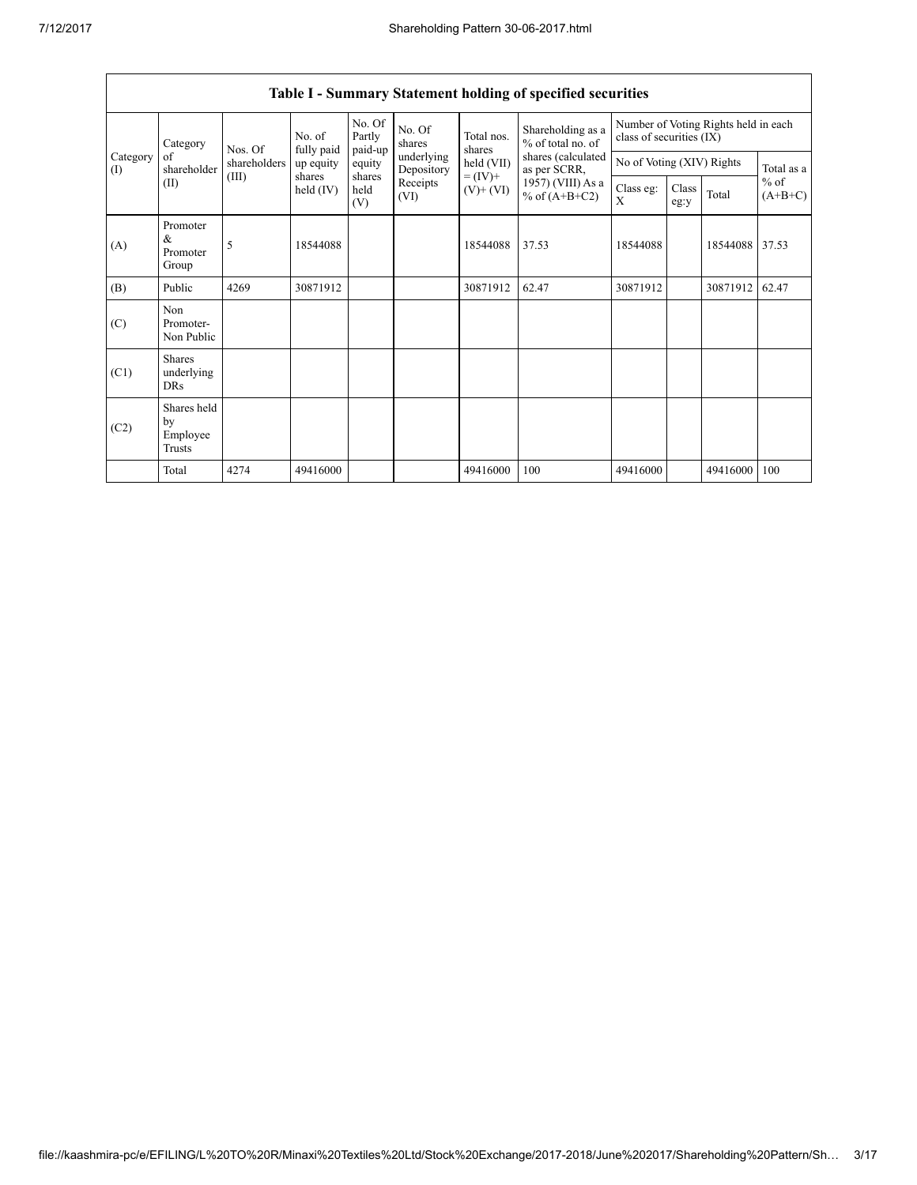| Table I - Summary Statement holding of specified securities | | | | | | | | | | | | |
|---|---|---|---|---|---|---|---|---|---|---|---|---|
| Category (I) | Category of shareholder (II) | Nos. Of shareholders (III) | No. of fully paid up equity shares held (IV) | No. Of Partly paid-up equity shares held (V) | No. Of shares underlying Depository Receipts (VI) | Total nos. shares held (VII) = (IV)+ (V)+ (VI) | Shareholding as a % of total no. of shares (calculated as per SCRR, 1957) (VIII) As a % of (A+B+C2) | Number of Voting Rights held in each class of securities (IX) | | | |
| | | | | | | | | No of Voting (XIV) Rights | | | Total as a % of (A+B+C) |
| | | | | | | | | Class eg: X | Class eg:y | Total | |
| (A) | Promoter & Promoter Group | 5 | 18544088 | | | 18544088 | 37.53 | 18544088 | | 18544088 | 37.53 |
| (B) | Public | 4269 | 30871912 | | | 30871912 | 62.47 | 30871912 | | 30871912 | 62.47 |
| (C) | Non Promoter- Non Public | | | | | | | | | | |
| (C1) | Shares underlying DRs | | | | | | | | | | |
| (C2) | Shares held by Employee Trusts | | | | | | | | | | |
| | Total | 4274 | 49416000 | | | 49416000 | 100 | 49416000 | | 49416000 | 100 |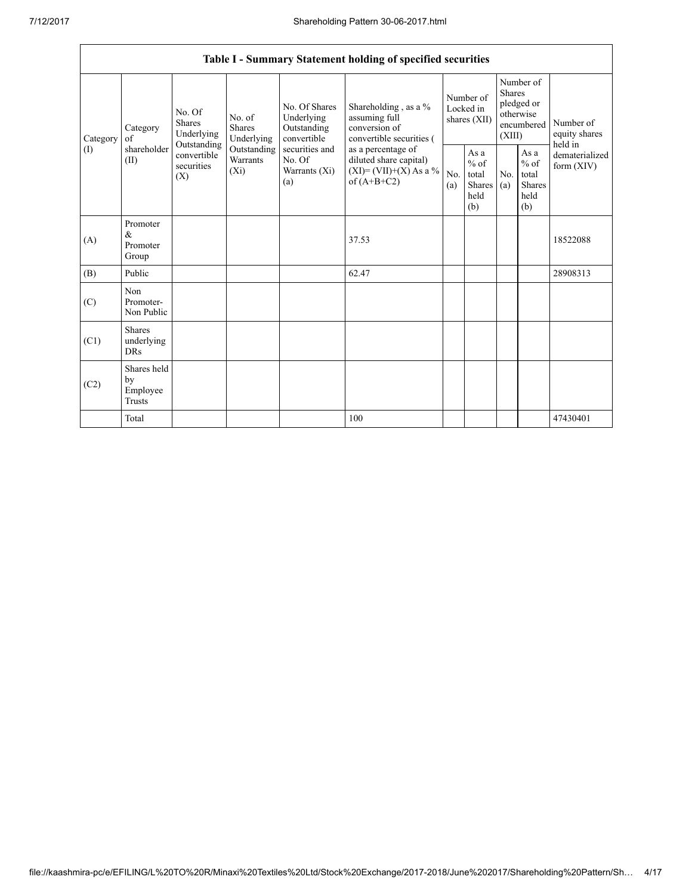| Table I - Summary Statement holding of specified securities | | | | | | | | | | | |
|---|---|---|---|---|---|---|---|---|---|---|---|
| Category (I) | Category of shareholder (II) | No. Of Shares Underlying Outstanding convertible securities (X) | No. of Shares Underlying Outstanding Warrants (Xi) | No. Of Shares Underlying Outstanding convertible securities and No. Of Warrants (Xi) (a) | Shareholding , as a % assuming full conversion of convertible securities ( as a percentage of diluted share capital) (XI)= (VII)+(X) As a % of (A+B+C2) | Number of Locked in shares (XII) | | Number of Shares pledged or otherwise encumbered (XIII) | | Number of equity shares held in dematerialized form (XIV) |
| | | | | | | No. (a) | As a % of total Shares held (b) | No. (a) | As a % of total Shares held (b) | |
| (A) | Promoter & Promoter Group | | | | 37.53 | | | | | 18522088 |
| (B) | Public | | | | 62.47 | | | | | 28908313 |
| (C) | Non Promoter- Non Public | | | | | | | | | |
| (C1) | Shares underlying DRs | | | | | | | | | |
| (C2) | Shares held by Employee Trusts | | | | | | | | | |
| | Total | | | | 100 | | | | | 47430401 |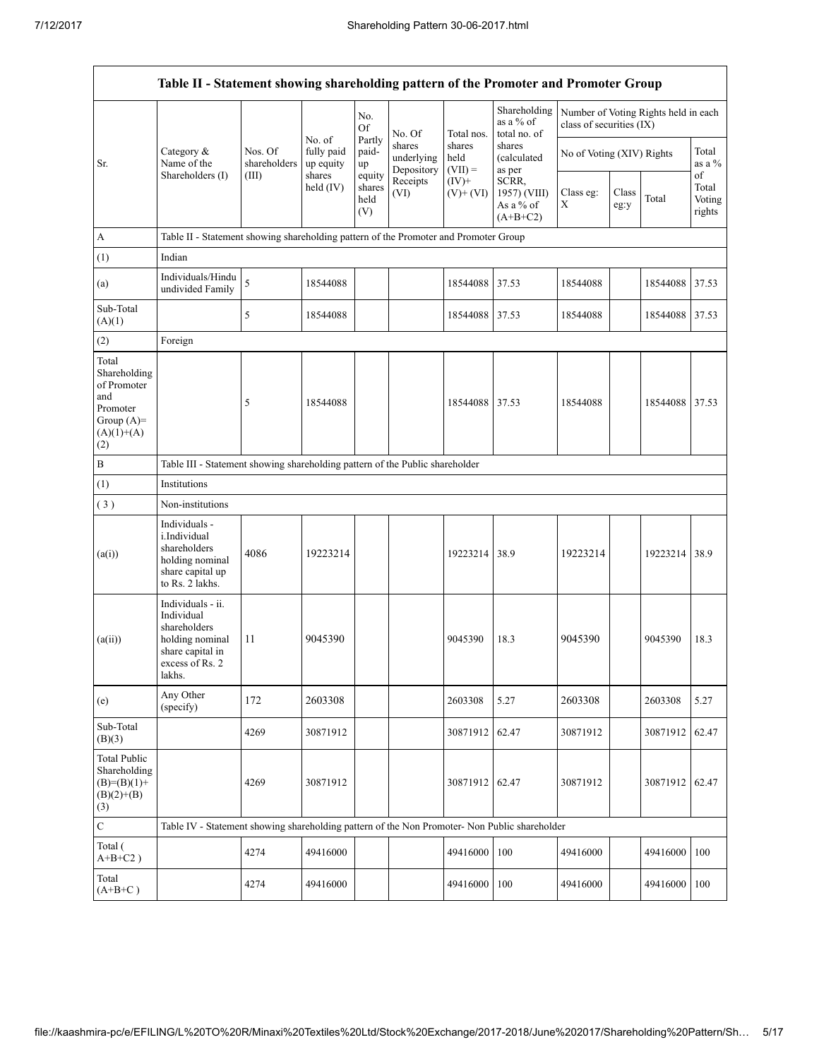| Table II - Statement showing shareholding pattern of the Promoter and Promoter Group | | | | | | | | | | | | |
|---|---|---|---|---|---|---|---|---|---|---|---|---|
| Sr. | Category & Name of the Shareholders (I) | Nos. Of shareholders (III) | No. of fully paid up equity shares held (IV) | No. Of Partly paid-up equity shares held (V) | No. Of shares underlying Depository Receipts (VI) | Total nos. shares held (VII) = (IV)+ (V)+ (VI) | Shareholding as a % of total no. of shares (calculated as per SCRR, 1957) (VIII) As a % of (A+B+C2) | Number of Voting Rights held in each class of securities (IX) | | | |
| | | | | | | | | No of Voting (XIV) Rights | | | Total as a % of Total Voting rights |
| | | | | | | | | Class eg: X | Class eg:y | Total | |
| A | Table II - Statement showing shareholding pattern of the Promoter and Promoter Group | | | | | | | | | | |
| (1) | Indian | | | | | | | | | | |
| (a) | Individuals/Hindu undivided Family | 5 | 18544088 | | | 18544088 | 37.53 | 18544088 | | 18544088 | 37.53 |
| Sub-Total (A)(1) | | 5 | 18544088 | | | 18544088 | 37.53 | 18544088 | | 18544088 | 37.53 |
| (2) | Foreign | | | | | | | | | | |
| Total Shareholding of Promoter and Promoter Group (A)= (A)(1)+(A)(2) | | 5 | 18544088 | | | 18544088 | 37.53 | 18544088 | | 18544088 | 37.53 |
| B | Table III - Statement showing shareholding pattern of the Public shareholder | | | | | | | | | | |
| (1) | Institutions | | | | | | | | | | |
| (3) | Non-institutions | | | | | | | | | | |
| (a(i)) | Individuals - i.Individual shareholders holding nominal share capital up to Rs. 2 lakhs. | 4086 | 19223214 | | | 19223214 | 38.9 | 19223214 | | 19223214 | 38.9 |
| (a(ii)) | Individuals - ii. Individual shareholders holding nominal share capital in excess of Rs. 2 lakhs. | 11 | 9045390 | | | 9045390 | 18.3 | 9045390 | | 9045390 | 18.3 |
| (e) | Any Other (specify) | 172 | 2603308 | | | 2603308 | 5.27 | 2603308 | | 2603308 | 5.27 |
| Sub-Total (B)(3) | | 4269 | 30871912 | | | 30871912 | 62.47 | 30871912 | | 30871912 | 62.47 |
| Total Public Shareholding (B)=(B)(1)+(B)(2)+(B)(3) | | 4269 | 30871912 | | | 30871912 | 62.47 | 30871912 | | 30871912 | 62.47 |
| C | Table IV - Statement showing shareholding pattern of the Non Promoter- Non Public shareholder | | | | | | | | | | |
| Total ( A+B+C2 ) | | 4274 | 49416000 | | | 49416000 | 100 | 49416000 | | 49416000 | 100 |
| Total (A+B+C ) | | 4274 | 49416000 | | | 49416000 | 100 | 49416000 | | 49416000 | 100 |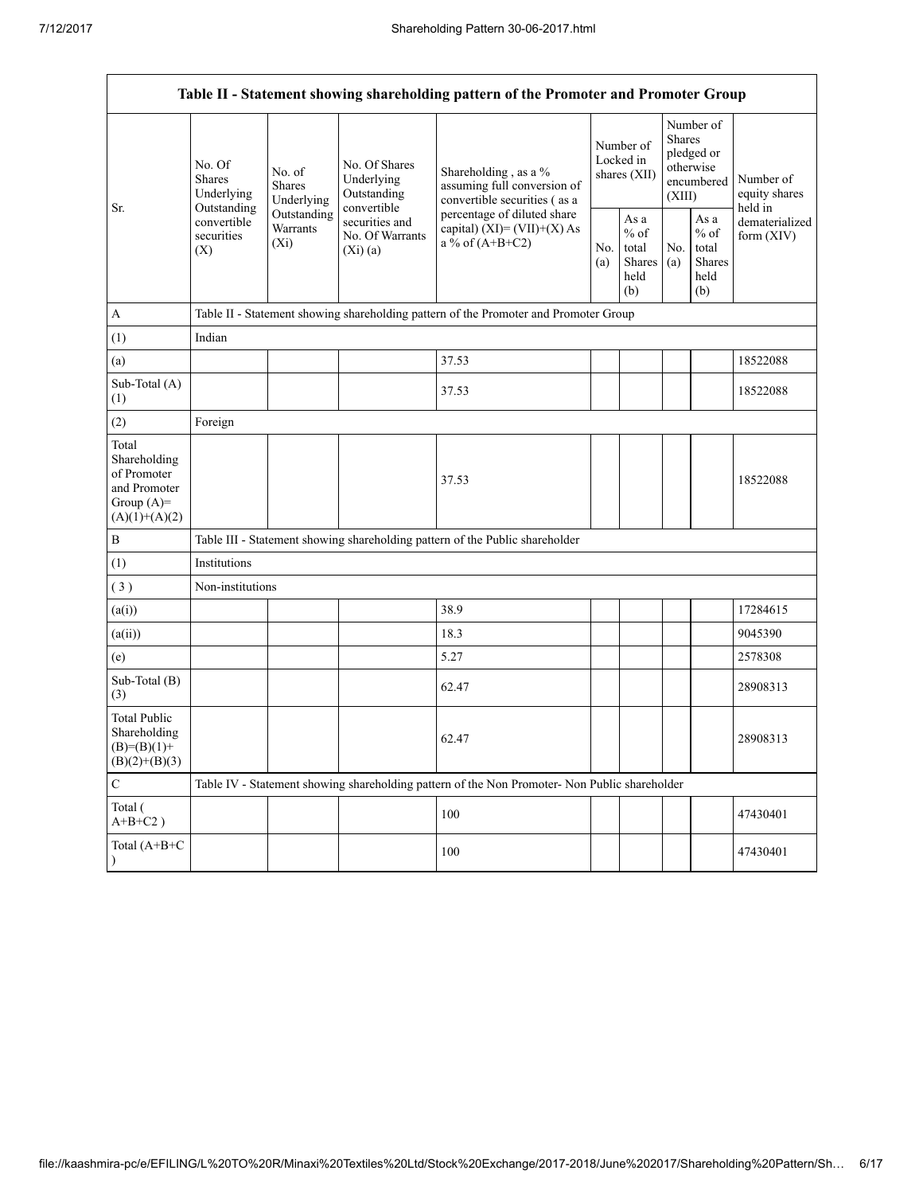| Table II - Statement showing shareholding pattern of the Promoter and Promoter Group | | | | | | | | | |
|---|---|---|---|---|---|---|---|---|---|
| Sr. | No. Of Shares Underlying Outstanding convertible securities (X) | No. of Shares Underlying Outstanding Warrants (Xi) | No. Of Shares Underlying Outstanding convertible securities and No. Of Warrants (Xi) (a) | Shareholding , as a % assuming full conversion of convertible securities ( as a percentage of diluted share capital) (XI)= (VII)+(X) As a % of (A+B+C2) | Number of Locked in shares (XII) | | Number of Shares pledged or otherwise encumbered (XIII) | | Number of equity shares held in dematerialized form (XIV) |
| | | | | | No. (a) | As a % of total Shares held (b) | No. (a) | As a % of total Shares held (b) | |
| A | Table II - Statement showing shareholding pattern of the Promoter and Promoter Group | | | | | | | | |
| (1) | Indian | | | | | | | | |
| (a) | | | | 37.53 | | | | | 18522088 |
| Sub-Total (A) (1) | | | | 37.53 | | | | | 18522088 |
| (2) | Foreign | | | | | | | | |
| Total Shareholding of Promoter and Promoter Group (A)= (A)(1)+(A)(2) | | | | 37.53 | | | | | 18522088 |
| B | Table III - Statement showing shareholding pattern of the Public shareholder | | | | | | | | |
| (1) | Institutions | | | | | | | | |
| ( 3 ) | Non-institutions | | | | | | | | |
| (a(i)) | | | | 38.9 | | | | | 17284615 |
| (a(ii)) | | | | 18.3 | | | | | 9045390 |
| (e) | | | | 5.27 | | | | | 2578308 |
| Sub-Total (B) (3) | | | | 62.47 | | | | | 28908313 |
| Total Public Shareholding (B)=(B)(1)+ (B)(2)+(B)(3) | | | | 62.47 | | | | | 28908313 |
| C | Table IV - Statement showing shareholding pattern of the Non Promoter- Non Public shareholder | | | | | | | | |
| Total ( A+B+C2 ) | | | | 100 | | | | | 47430401 |
| Total (A+B+C ) | | | | 100 | | | | | 47430401 |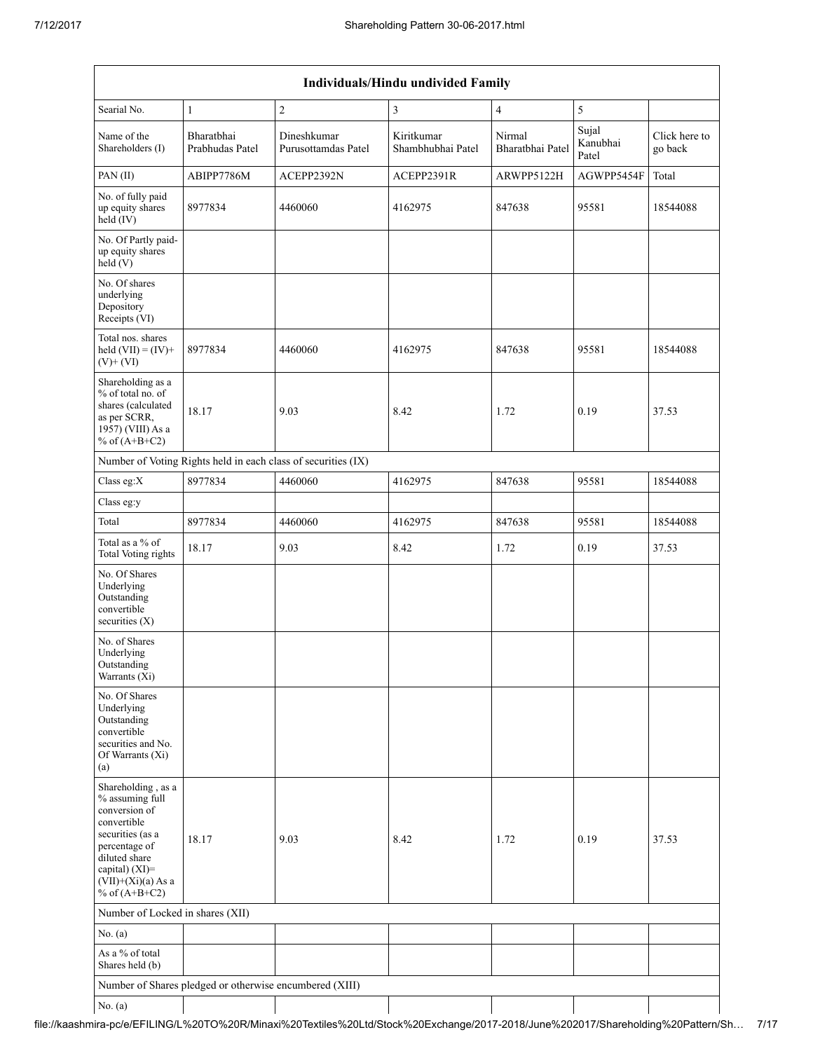| Individuals/Hindu undivided Family | | | | | | |
|---|---|---|---|---|---|---|
| Searial No. | 1 | 2 | 3 | 4 | 5 | |
| Name of the Shareholders (I) | Bharatbhai Prabhudas Patel | Dineshkumar Purusottamdas Patel | Kiritkumar Shambhubhai Patel | Nirmal Bharatbhai Patel | Sujal Kanubhai Patel | Click here to go back |
| PAN (II) | ABIPP7786M | ACEPP2392N | ACEPP2391R | ARWPP5122H | AGWPP5454F | Total |
| No. of fully paid up equity shares held (IV) | 8977834 | 4460060 | 4162975 | 847638 | 95581 | 18544088 |
| No. Of Partly paid-up equity shares held (V) | | | | | | |
| No. Of shares underlying Depository Receipts (VI) | | | | | | |
| Total nos. shares held (VII) = (IV)+(V)+ (VI) | 8977834 | 4460060 | 4162975 | 847638 | 95581 | 18544088 |
| Shareholding as a % of total no. of shares (calculated as per SCRR, 1957) (VIII) As a % of (A+B+C2) | 18.17 | 9.03 | 8.42 | 1.72 | 0.19 | 37.53 |
| Number of Voting Rights held in each class of securities (IX) | | | | | | |
| Class eg:X | 8977834 | 4460060 | 4162975 | 847638 | 95581 | 18544088 |
| Class eg:y | | | | | | |
| Total | 8977834 | 4460060 | 4162975 | 847638 | 95581 | 18544088 |
| Total as a % of Total Voting rights | 18.17 | 9.03 | 8.42 | 1.72 | 0.19 | 37.53 |
| No. Of Shares Underlying Outstanding convertible securities (X) | | | | | | |
| No. of Shares Underlying Outstanding Warrants (Xi) | | | | | | |
| No. Of Shares Underlying Outstanding convertible securities and No. Of Warrants (Xi) (a) | | | | | | |
| Shareholding , as a % assuming full conversion of convertible securities (as a percentage of diluted share capital) (XI)= (VII)+(Xi)(a) As a % of (A+B+C2) | 18.17 | 9.03 | 8.42 | 1.72 | 0.19 | 37.53 |
| Number of Locked in shares (XII) | | | | | | |
| No. (a) | | | | | | |
| As a % of total Shares held (b) | | | | | | |
| Number of Shares pledged or otherwise encumbered (XIII) | | | | | | |
| No. (a) | | | | | | |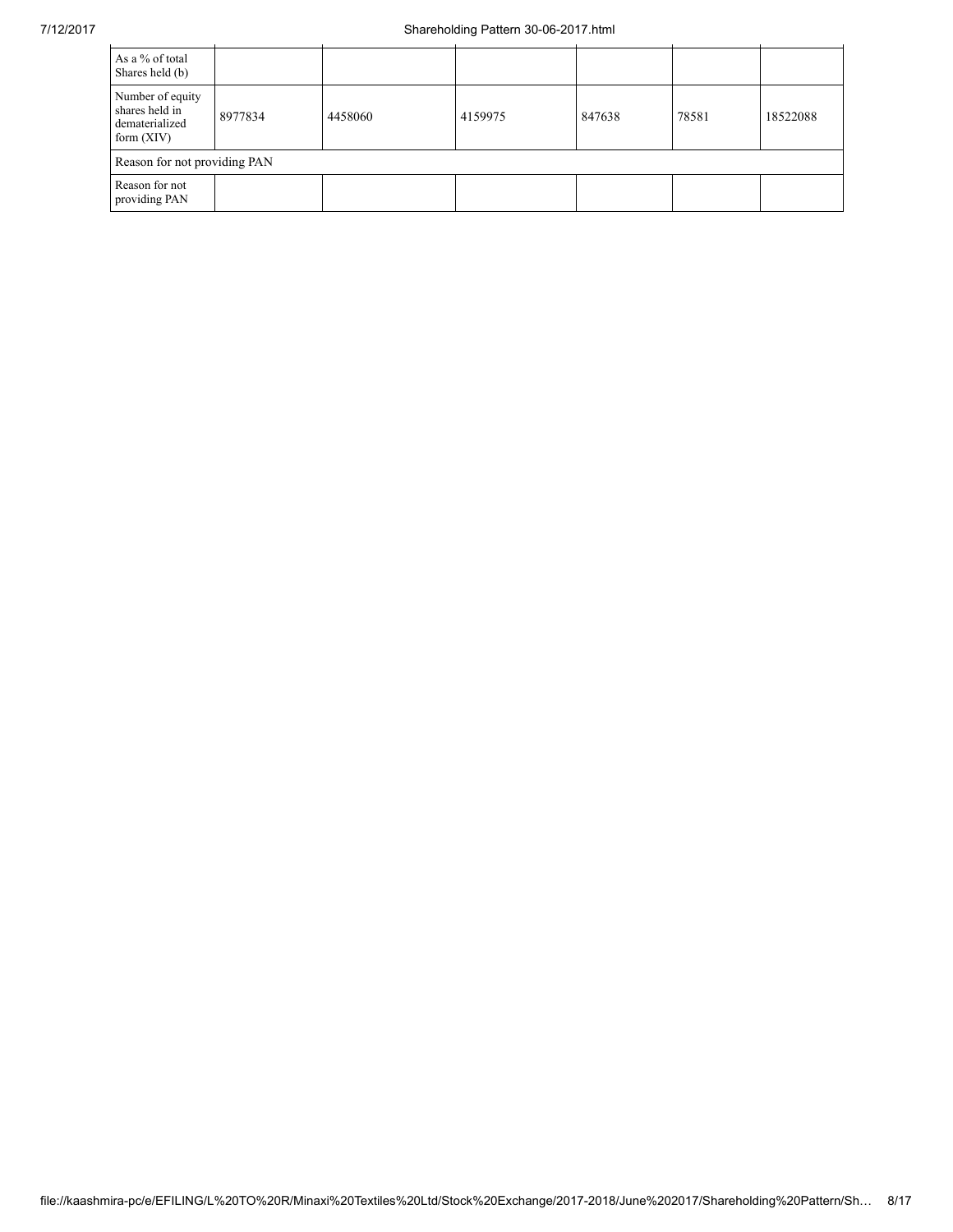| | | | | | | |
|---|---|---|---|---|---|---|
| As a % of total Shares held (b) | | | | | | |
| Number of equity shares held in dematerialized form (XIV) | 8977834 | 4458060 | 4159975 | 847638 | 78581 | 18522088 |
| Reason for not providing PAN | | | | | | |
| Reason for not providing PAN | | | | | | |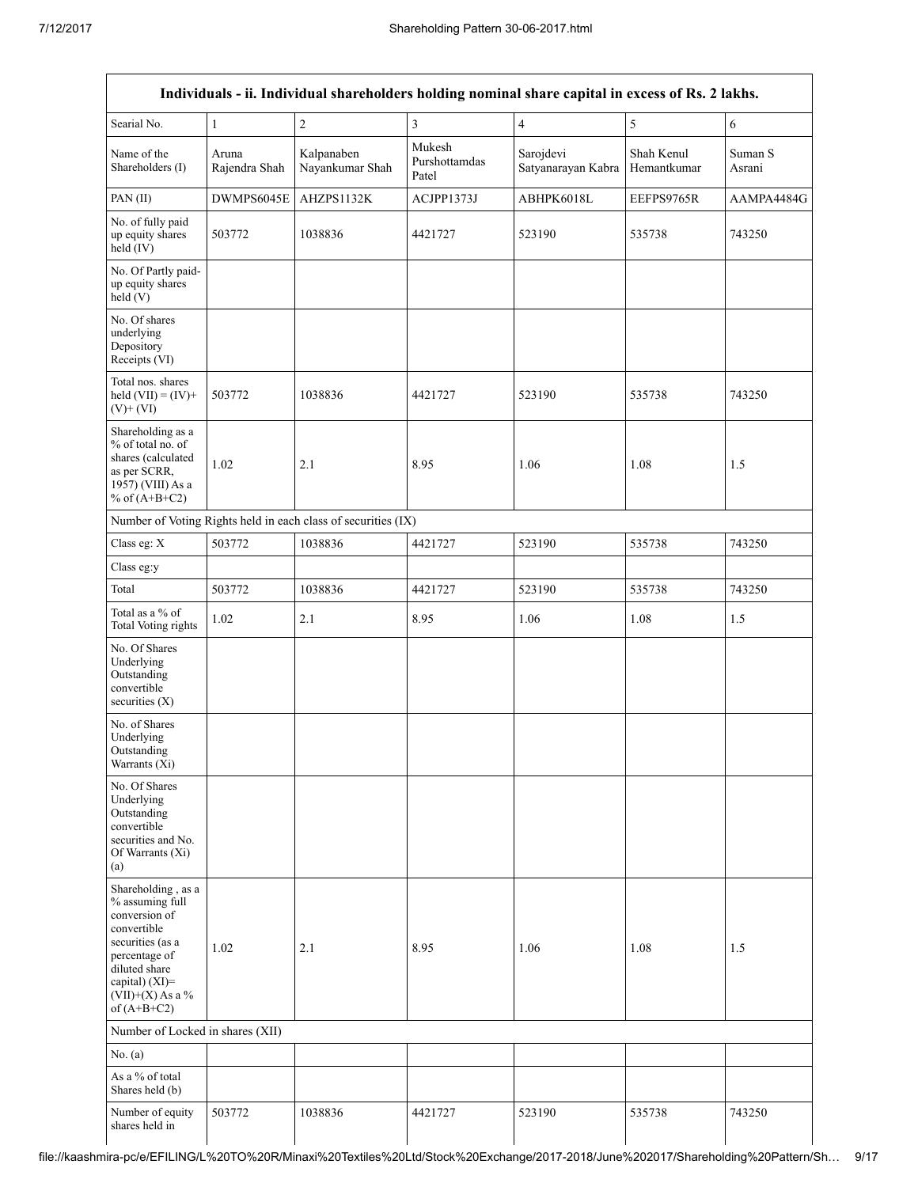| Individuals - ii. Individual shareholders holding nominal share capital in excess of Rs. 2 lakhs. | | | | | | |
|---|---|---|---|---|---|---|
| Searial No. | 1 | 2 | 3 | 4 | 5 | 6 |
| Name of the Shareholders (I) | Aruna Rajendra Shah | Kalpanaben Nayankumar Shah | Mukesh Purshottamdas Patel | Sarojdevi Satyanarayan Kabra | Shah Kenul Hemantkumar | Suman S Asrani |
| PAN (II) | DWMPS6045E | AHZPS1132K | ACJPP1373J | ABHPK6018L | EEFPS9765R | AAMPA4484G |
| No. of fully paid up equity shares held (IV) | 503772 | 1038836 | 4421727 | 523190 | 535738 | 743250 |
| No. Of Partly paid-up equity shares held (V) | | | | | | |
| No. Of shares underlying Depository Receipts (VI) | | | | | | |
| Total nos. shares held (VII) = (IV)+ (V)+ (VI) | 503772 | 1038836 | 4421727 | 523190 | 535738 | 743250 |
| Shareholding as a % of total no. of shares (calculated as per SCRR, 1957) (VIII) As a % of (A+B+C2) | 1.02 | 2.1 | 8.95 | 1.06 | 1.08 | 1.5 |
| Number of Voting Rights held in each class of securities (IX) | | | | | | |
| Class eg: X | 503772 | 1038836 | 4421727 | 523190 | 535738 | 743250 |
| Class eg:y | | | | | | |
| Total | 503772 | 1038836 | 4421727 | 523190 | 535738 | 743250 |
| Total as a % of Total Voting rights | 1.02 | 2.1 | 8.95 | 1.06 | 1.08 | 1.5 |
| No. Of Shares Underlying Outstanding convertible securities (X) | | | | | | |
| No. of Shares Underlying Outstanding Warrants (Xi) | | | | | | |
| No. Of Shares Underlying Outstanding convertible securities and No. Of Warrants (Xi) (a) | | | | | | |
| Shareholding , as a % assuming full conversion of convertible securities (as a percentage of diluted share capital) (XI)= (VII)+(X) As a % of (A+B+C2) | 1.02 | 2.1 | 8.95 | 1.06 | 1.08 | 1.5 |
| Number of Locked in shares (XII) | | | | | | |
| No. (a) | | | | | | |
| As a % of total Shares held (b) | | | | | | |
| Number of equity shares held in | 503772 | 1038836 | 4421727 | 523190 | 535738 | 743250 |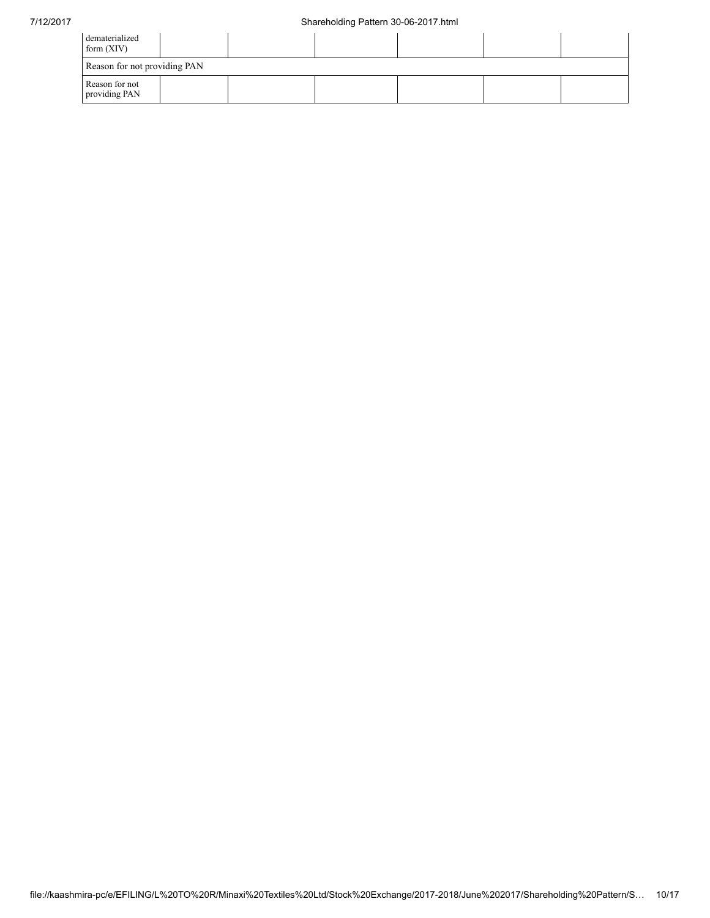| dematerialized form (XIV) | | | | | | |
|---|---|---|---|---|---|---|
| Reason for not providing PAN | | | | | | |
| Reason for not providing PAN | | | | | | |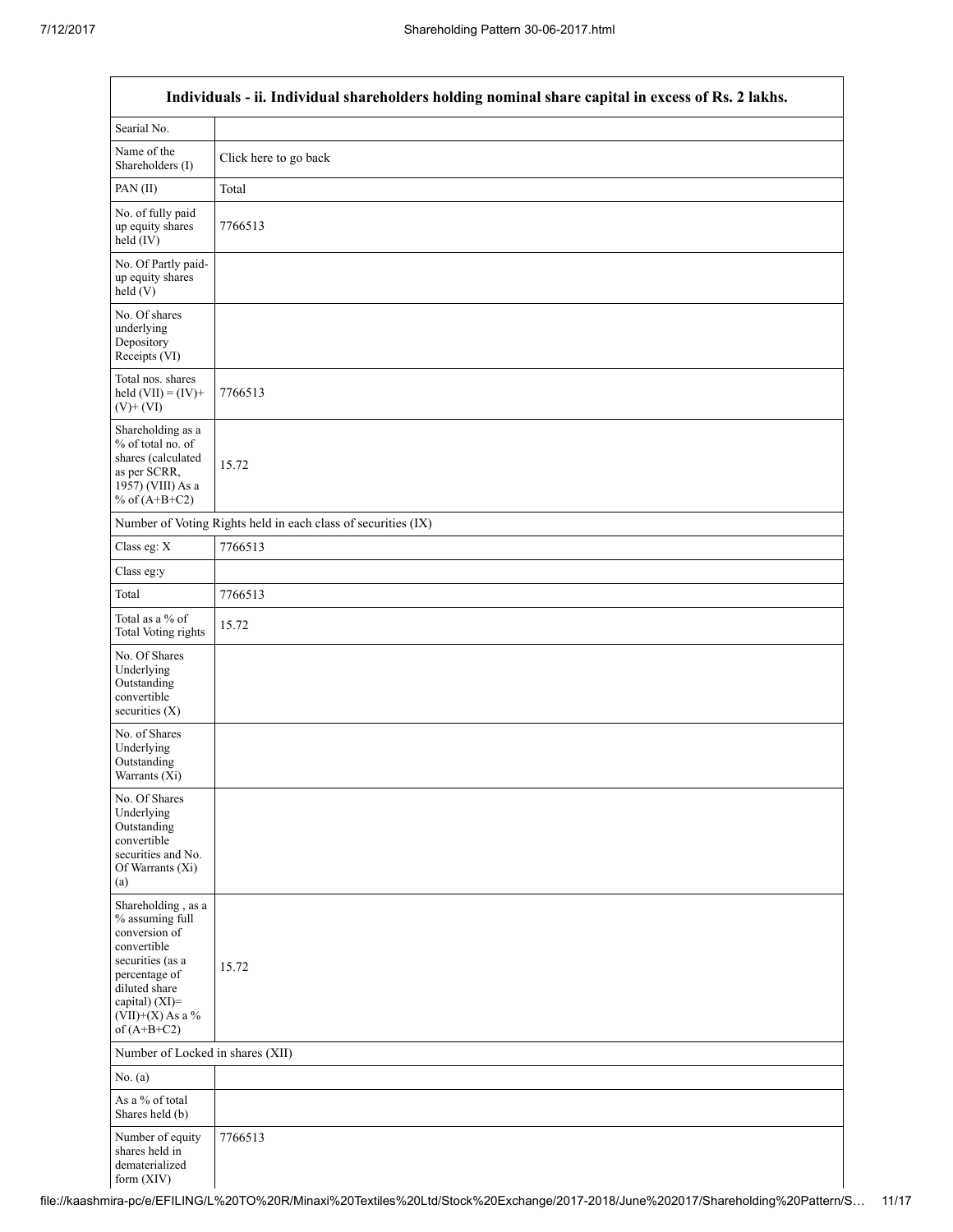| Individuals - ii. Individual shareholders holding nominal share capital in excess of Rs. 2 lakhs. | |
|---|---|
| Searial No. | |
| Name of the Shareholders (I) | Click here to go back |
| PAN (II) | Total |
| No. of fully paid up equity shares held (IV) | 7766513 |
| No. Of Partly paid-up equity shares held (V) | |
| No. Of shares underlying Depository Receipts (VI) | |
| Total nos. shares held (VII) = (IV)+ (V)+ (VI) | 7766513 |
| Shareholding as a % of total no. of shares (calculated as per SCRR, 1957) (VIII) As a % of (A+B+C2) | 15.72 |
| Number of Voting Rights held in each class of securities (IX) | |
| Class eg: X | 7766513 |
| Class eg:y | |
| Total | 7766513 |
| Total as a % of Total Voting rights | 15.72 |
| No. Of Shares Underlying Outstanding convertible securities (X) | |
| No. of Shares Underlying Outstanding Warrants (Xi) | |
| No. Of Shares Underlying Outstanding convertible securities and No. Of Warrants (Xi) (a) | |
| Shareholding , as a % assuming full conversion of convertible securities (as a percentage of diluted share capital) (XI)= (VII)+(X) As a % of (A+B+C2) | 15.72 |
| Number of Locked in shares (XII) | |
| No. (a) | |
| As a % of total Shares held (b) | |
| Number of equity shares held in dematerialized form (XIV) | 7766513 |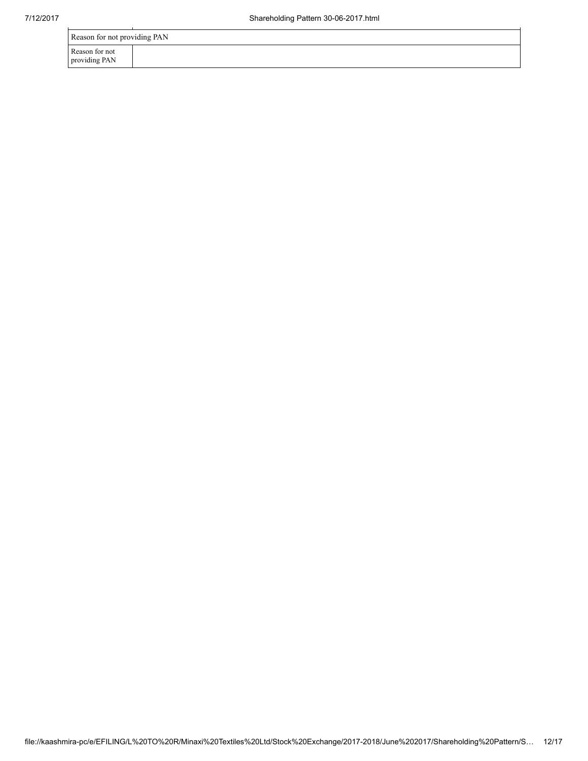| Reason for not providing PAN | |
|---|---|
| Reason for not providing PAN | |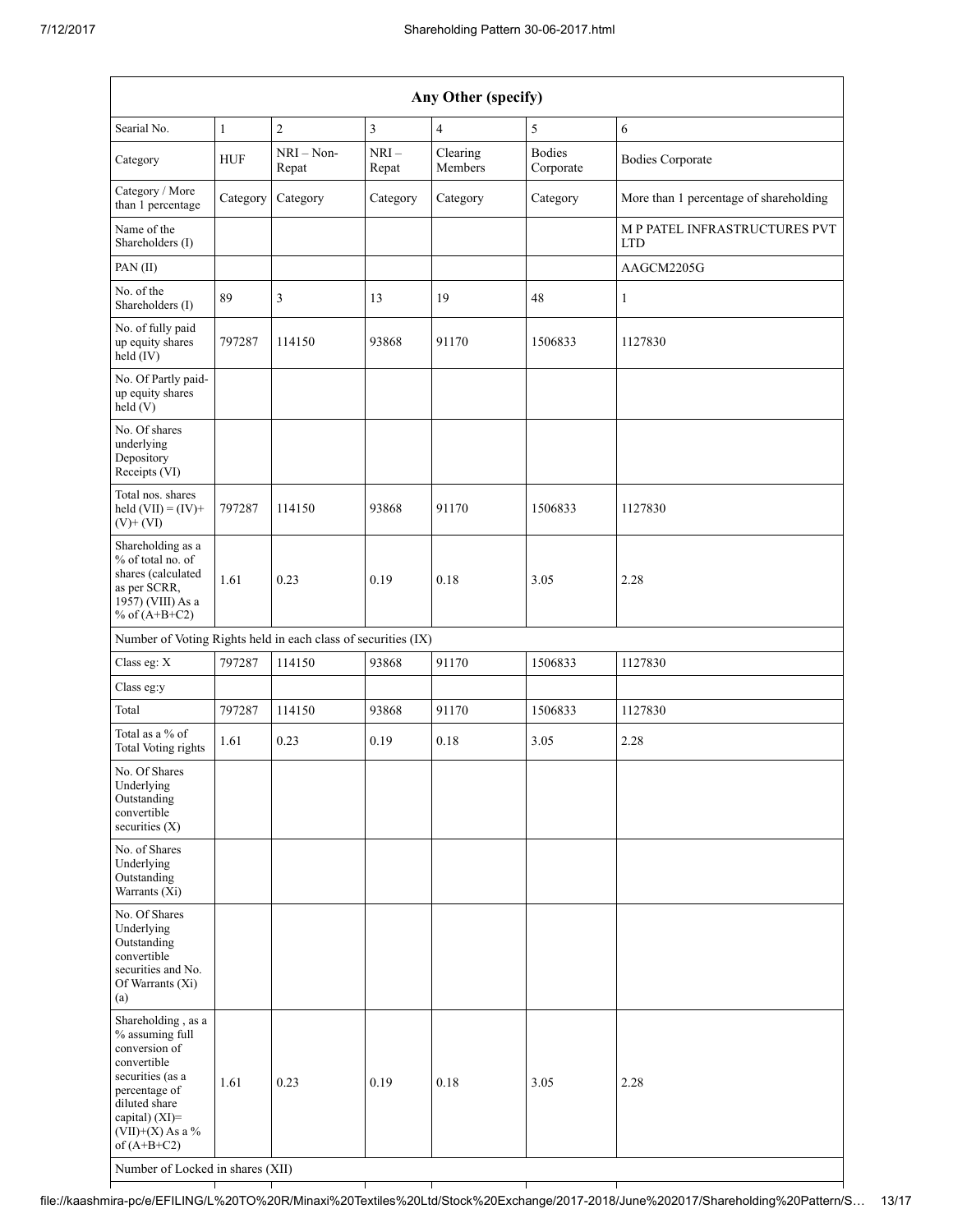| Any Other (specify) | | | | | | |
|---|---|---|---|---|---|---|
| Searial No. | 1 | 2 | 3 | 4 | 5 | 6 |
| Category | HUF | NRI – Non-Repat | NRI – Repat | Clearing Members | Bodies Corporate | Bodies Corporate |
| Category / More than 1 percentage | Category | Category | Category | Category | Category | More than 1 percentage of shareholding |
| Name of the Shareholders (I) | | | | | | M P PATEL INFRASTRUCTURES PVT LTD |
| PAN (II) | | | | | | AAGCM2205G |
| No. of the Shareholders (I) | 89 | 3 | 13 | 19 | 48 | 1 |
| No. of fully paid up equity shares held (IV) | 797287 | 114150 | 93868 | 91170 | 1506833 | 1127830 |
| No. Of Partly paid-up equity shares held (V) | | | | | | |
| No. Of shares underlying Depository Receipts (VI) | | | | | | |
| Total nos. shares held (VII) = (IV)+ (V)+ (VI) | 797287 | 114150 | 93868 | 91170 | 1506833 | 1127830 |
| Shareholding as a % of total no. of shares (calculated as per SCRR, 1957) (VIII) As a % of (A+B+C2) | 1.61 | 0.23 | 0.19 | 0.18 | 3.05 | 2.28 |
| Number of Voting Rights held in each class of securities (IX) | | | | | | |
| Class eg: X | 797287 | 114150 | 93868 | 91170 | 1506833 | 1127830 |
| Class eg:y | | | | | | |
| Total | 797287 | 114150 | 93868 | 91170 | 1506833 | 1127830 |
| Total as a % of Total Voting rights | 1.61 | 0.23 | 0.19 | 0.18 | 3.05 | 2.28 |
| No. Of Shares Underlying Outstanding convertible securities (X) | | | | | | |
| No. of Shares Underlying Outstanding Warrants (Xi) | | | | | | |
| No. Of Shares Underlying Outstanding convertible securities and No. Of Warrants (Xi) (a) | | | | | | |
| Shareholding , as a % assuming full conversion of convertible securities (as a percentage of diluted share capital) (XI)= (VII)+(X) As a % of (A+B+C2) | 1.61 | 0.23 | 0.19 | 0.18 | 3.05 | 2.28 |
| Number of Locked in shares (XII) | | | | | | |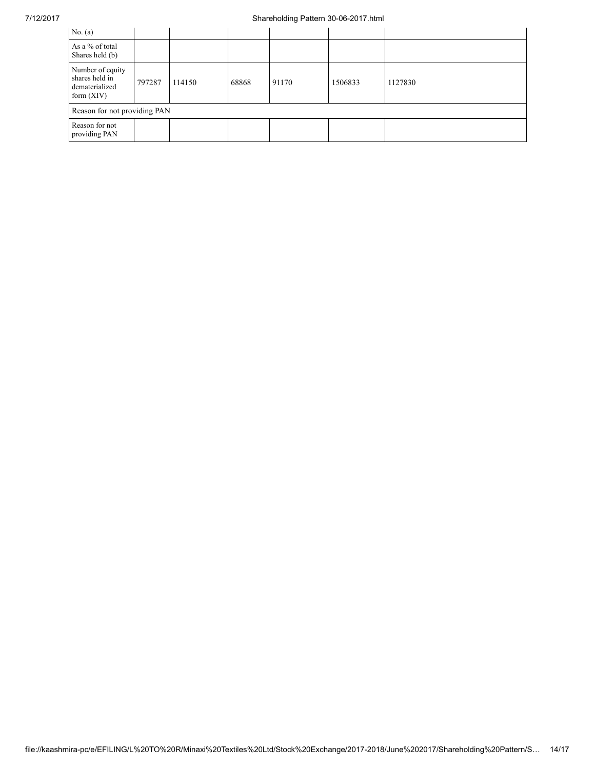| | | | | | | |
|---|---|---|---|---|---|---|
| No. (a) | | | | | | |
| As a % of total Shares held (b) | | | | | | |
| Number of equity shares held in dematerialized form (XIV) | 797287 | 114150 | 68868 | 91170 | 1506833 | 1127830 |
| Reason for not providing PAN | | | | | | |
| Reason for not providing PAN | | | | | | |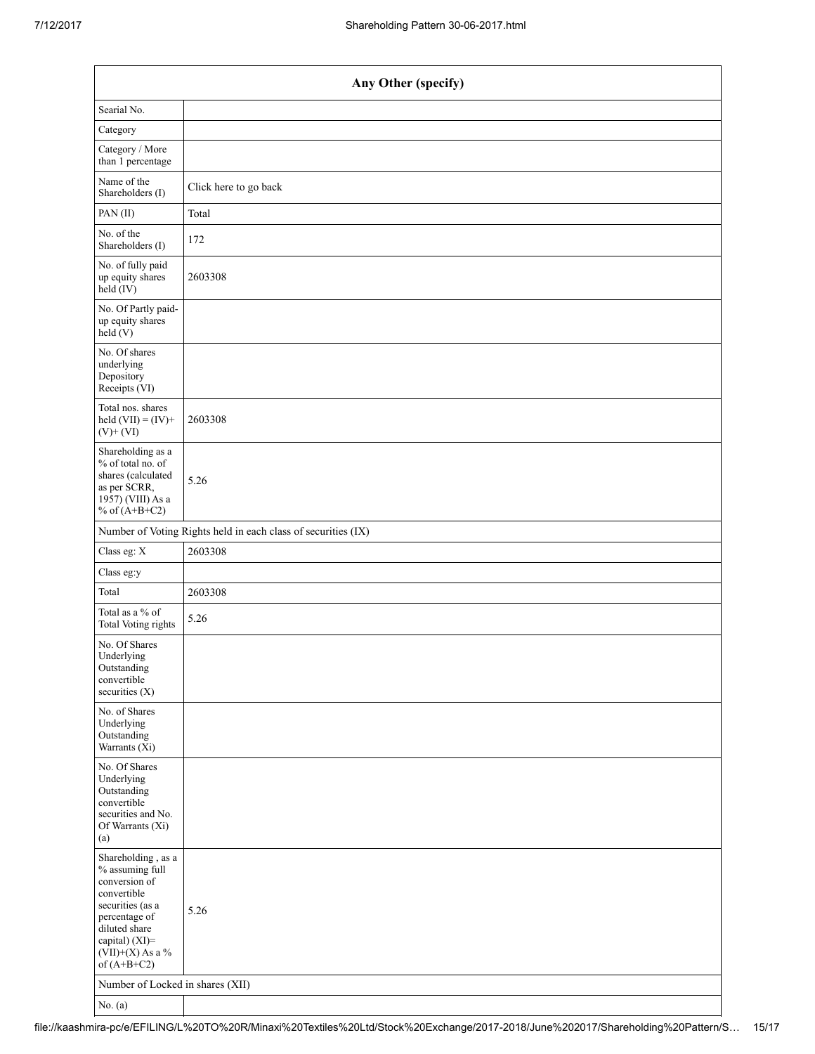| Any Other (specify) | |
|---|---|
| Searial No. | |
| Category | |
| Category / More than 1 percentage | |
| Name of the Shareholders (I) | Click here to go back |
| PAN (II) | Total |
| No. of the Shareholders (I) | 172 |
| No. of fully paid up equity shares held (IV) | 2603308 |
| No. Of Partly paid-up equity shares held (V) | |
| No. Of shares underlying Depository Receipts (VI) | |
| Total nos. shares held (VII) = (IV)+ (V)+ (VI) | 2603308 |
| Shareholding as a % of total no. of shares (calculated as per SCRR, 1957) (VIII) As a % of (A+B+C2) | 5.26 |
| Number of Voting Rights held in each class of securities (IX) | |
| Class eg: X | 2603308 |
| Class eg:y | |
| Total | 2603308 |
| Total as a % of Total Voting rights | 5.26 |
| No. Of Shares Underlying Outstanding convertible securities (X) | |
| No. of Shares Underlying Outstanding Warrants (Xi) | |
| No. Of Shares Underlying Outstanding convertible securities and No. Of Warrants (Xi) (a) | |
| Shareholding , as a % assuming full conversion of convertible securities (as a percentage of diluted share capital) (XI)= (VII)+(X) As a % of (A+B+C2) | 5.26 |
| Number of Locked in shares (XII) | |
| No. (a) | |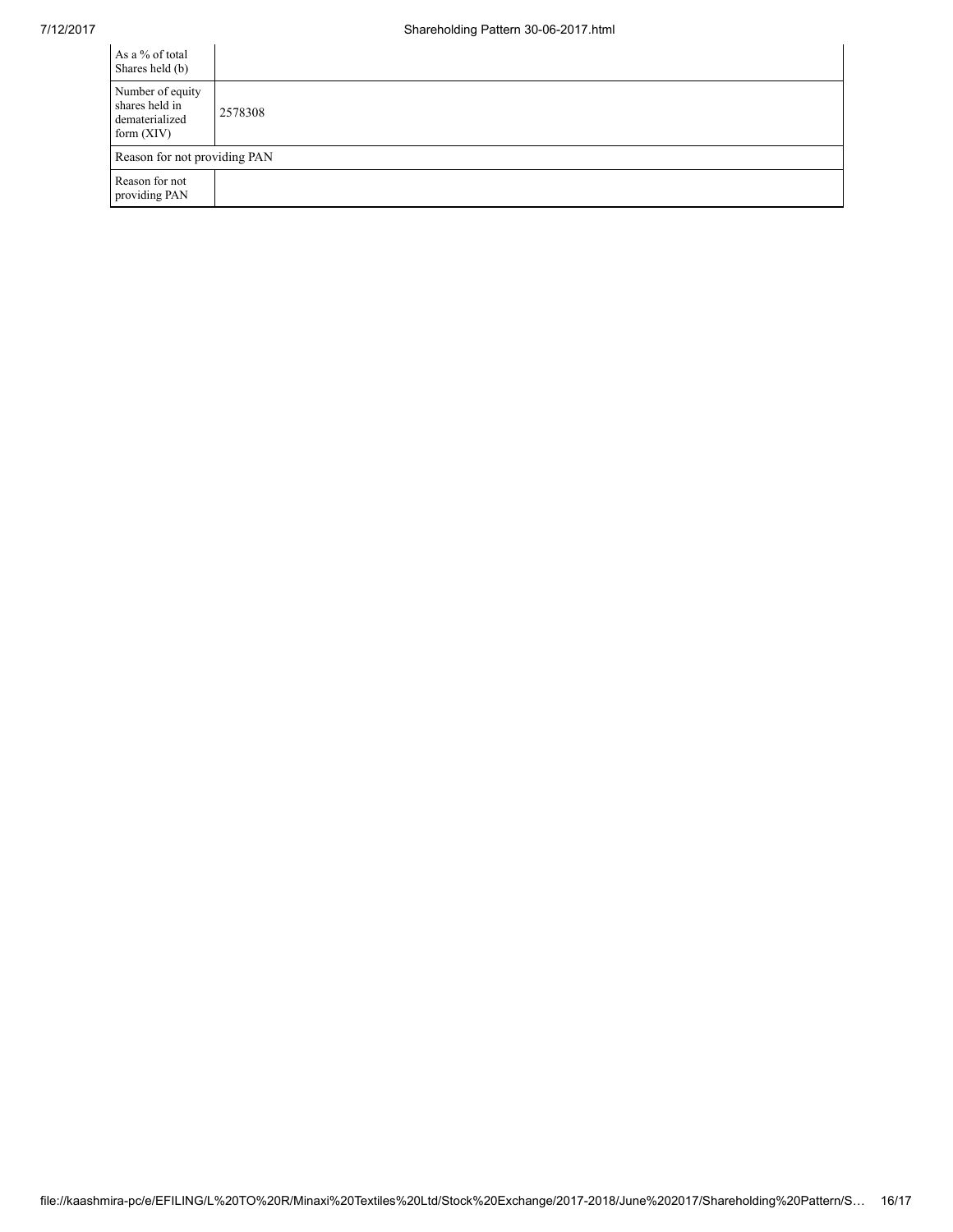| | |
|---|---|
| As a % of total Shares held (b) | |
| Number of equity shares held in dematerialized form (XIV) | 2578308 |
| Reason for not providing PAN | |
| Reason for not providing PAN | |